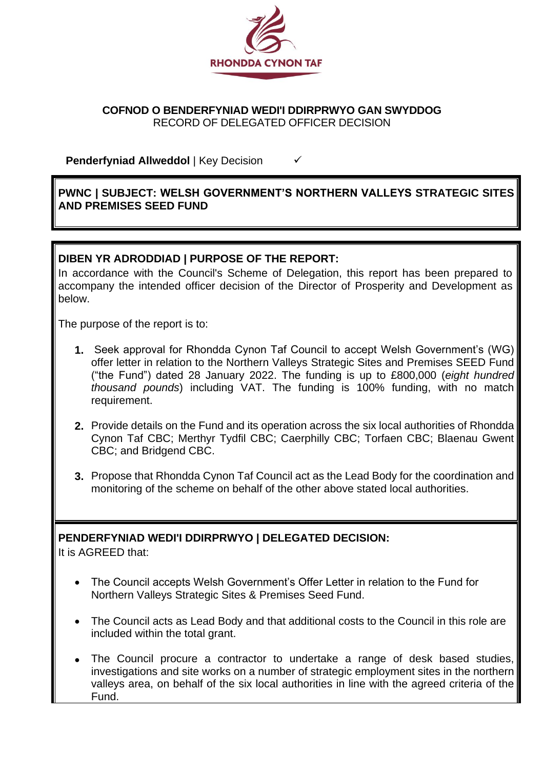RHONDDA CYNON TAF

**COFNOD O BENDERFYNIAD WEDI'I DDIRPRWYO GAN SWYDDOG**
RECORD OF DELEGATED OFFICER DECISION

**Penderfyniad Allweddol** | Key Decision ✓

## PWNC | SUBJECT: WELSH GOVERNMENT'S NORTHERN VALLEYS STRATEGIC SITES AND PREMISES SEED FUND

**DIBEN YR ADRODDIAD | PURPOSE OF THE REPORT:**
In accordance with the Council's Scheme of Delegation, this report has been prepared to accompany the intended officer decision of the Director of Prosperity and Development as below.

The purpose of the report is to:

1. Seek approval for Rhondda Cynon Taf Council to accept Welsh Government's (WG) offer letter in relation to the Northern Valleys Strategic Sites and Premises SEED Fund ("the Fund") dated 28 January 2022. The funding is up to £800,000 (*eight hundred thousand pounds*) including VAT. The funding is 100% funding, with no match requirement.

2. Provide details on the Fund and its operation across the six local authorities of Rhondda Cynon Taf CBC; Merthyr Tydfil CBC; Caerphilly CBC; Torfaen CBC; Blaenau Gwent CBC; and Bridgend CBC.

3. Propose that Rhondda Cynon Taf Council act as the Lead Body for the coordination and monitoring of the scheme on behalf of the other above stated local authorities.

**PENDERFYNIAD WEDI'I DDIRPRWYO | DELEGATED DECISION:**
It is AGREED that:

- The Council accepts Welsh Government's Offer Letter in relation to the Fund for Northern Valleys Strategic Sites & Premises Seed Fund.

- The Council acts as Lead Body and that additional costs to the Council in this role are included within the total grant.

- The Council procure a contractor to undertake a range of desk based studies, investigations and site works on a number of strategic employment sites in the northern valleys area, on behalf of the six local authorities in line with the agreed criteria of the Fund.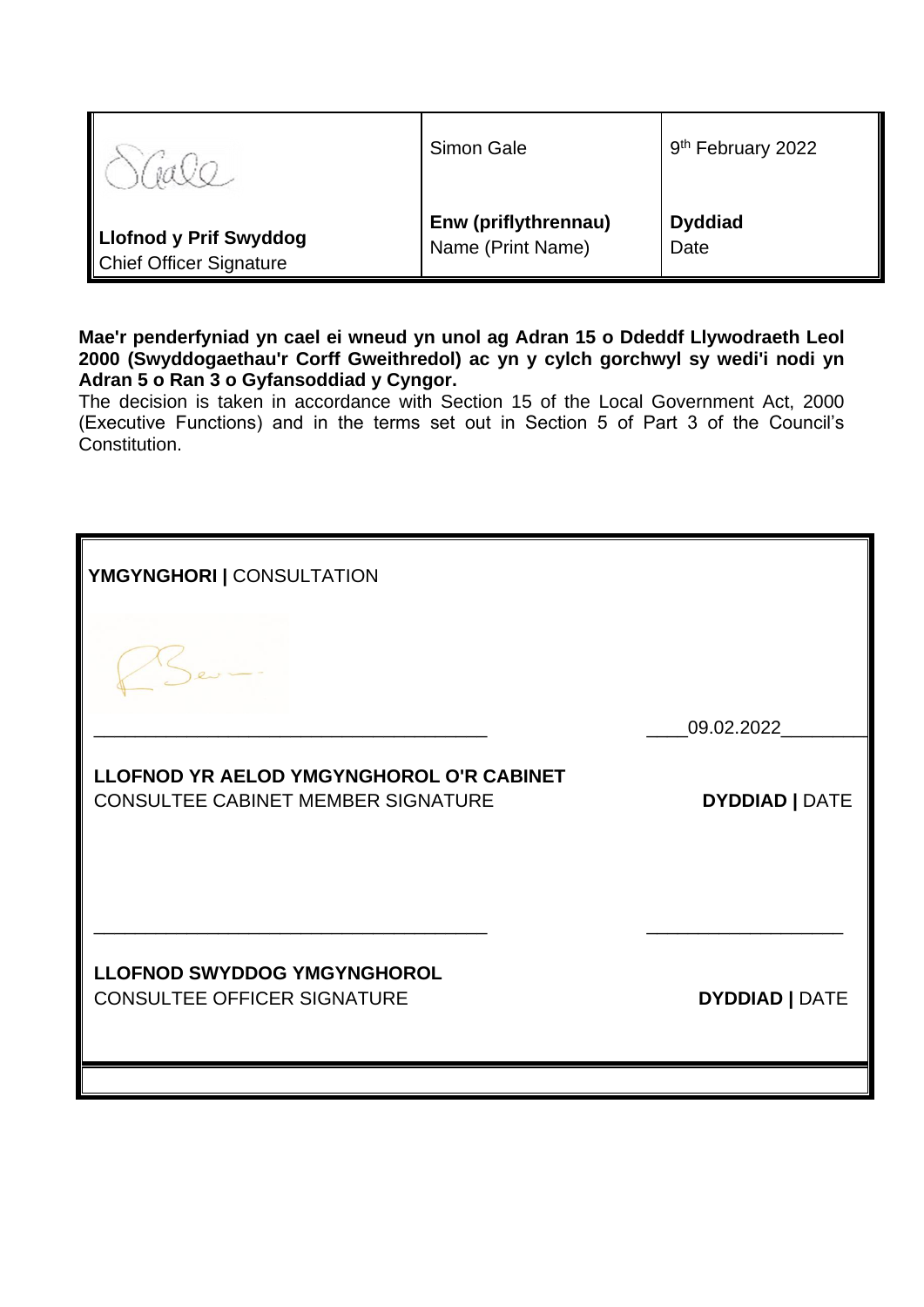| [Signature] | Simon Gale | 9th February 2022 |
|---|---|---|
| **Llofnod y Prif Swyddog** Chief Officer Signature | **Enw (priflythrennau)** Name (Print Name) | **Dyddiad** Date |

**Mae'r penderfyniad yn cael ei wneud yn unol ag Adran 15 o Ddeddf Llywodraeth Leol 2000 (Swyddogaethau'r Corff Gweithredol) ac yn y cylch gorchwyl sy wedi'i nodi yn Adran 5 o Ran 3 o Gyfansoddiad y Cyngor.**

The decision is taken in accordance with Section 15 of the Local Government Act, 2000 (Executive Functions) and in the terms set out in Section 5 of Part 3 of the Council's Constitution.

**YMGYNGHORI |** CONSULTATION

[Signature] ______________________________________ ____09.02.2022________

**LLOFNOD YR AELOD YMGYNGHOROL O'R CABINET**
CONSULTEE CABINET MEMBER SIGNATURE **DYDDIAD |** DATE

______________________________________ ___________________

**LLOFNOD SWYDDOG YMGYNGHOROL**
CONSULTEE OFFICER SIGNATURE **DYDDIAD |** DATE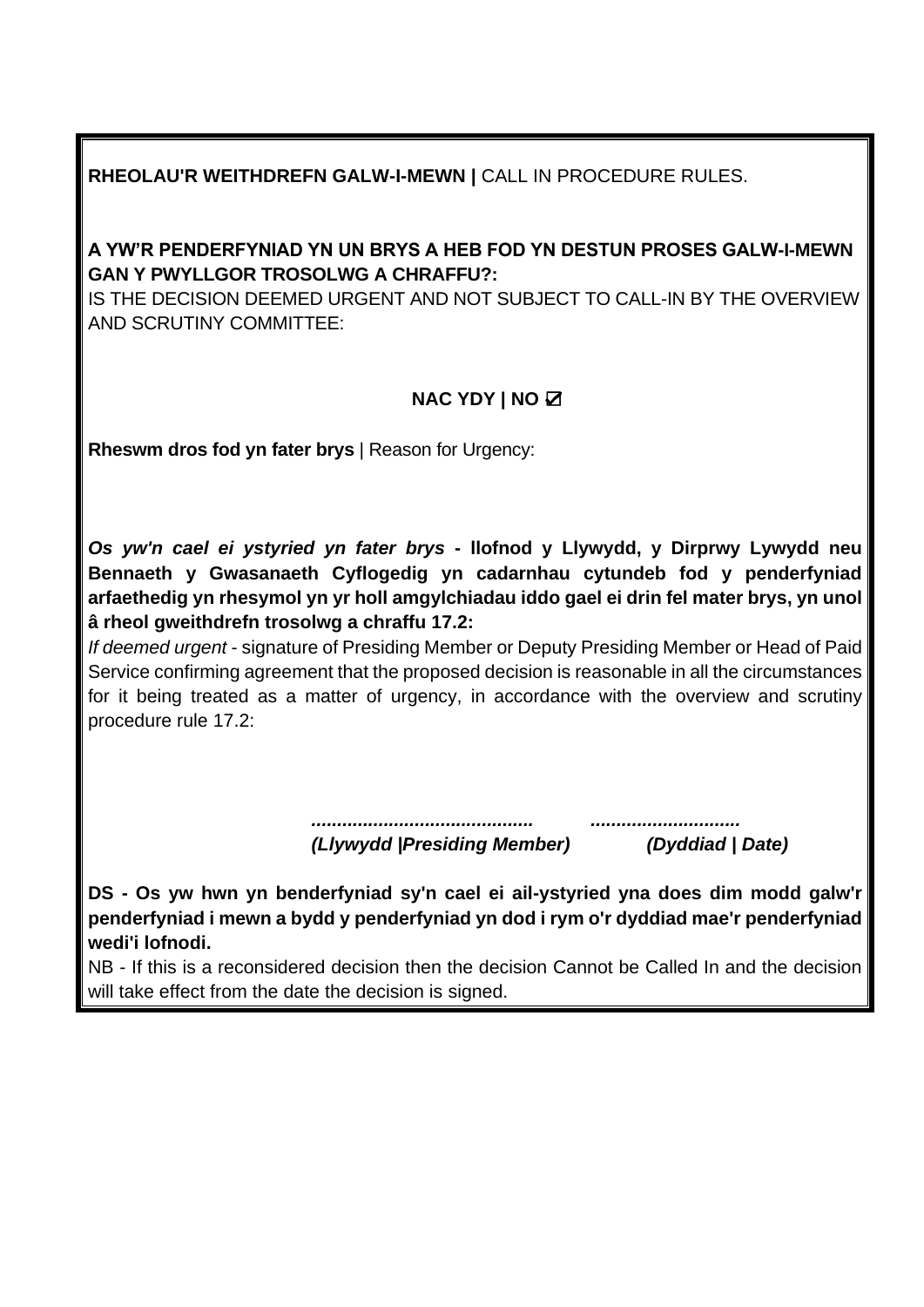**RHEOLAU'R WEITHDREFN GALW-I-MEWN |** CALL IN PROCEDURE RULES.

**A YW'R PENDERFYNIAD YN UN BRYS A HEB FOD YN DESTUN PROSES GALW-I-MEWN GAN Y PWYLLGOR TROSOLWG A CHRAFFU?:**
IS THE DECISION DEEMED URGENT AND NOT SUBJECT TO CALL-IN BY THE OVERVIEW AND SCRUTINY COMMITTEE:

**NAC YDY | NO ☑**

**Rheswm dros fod yn fater brys** | Reason for Urgency:

***Os yw'n cael ei ystyried yn fater brys* - llofnod y Llywydd, y Dirprwy Lywydd neu Bennaeth y Gwasanaeth Cyflogedig yn cadarnhau cytundeb fod y penderfyniad arfaethedig yn rhesymol yn yr holl amgylchiadau iddo gael ei drin fel mater brys, yn unol â rheol gweithdrefn trosolwg a chraffu 17.2:**
*If deemed urgent* - signature of Presiding Member or Deputy Presiding Member or Head of Paid Service confirming agreement that the proposed decision is reasonable in all the circumstances for it being treated as a matter of urgency, in accordance with the overview and scrutiny procedure rule 17.2:

***.......................................... ............................***
***(Llywydd |Presiding Member) (Dyddiad | Date)***

**DS - Os yw hwn yn benderfyniad sy'n cael ei ail-ystyried yna does dim modd galw'r penderfyniad i mewn a bydd y penderfyniad yn dod i rym o'r dyddiad mae'r penderfyniad wedi'i lofnodi.**
NB - If this is a reconsidered decision then the decision Cannot be Called In and the decision will take effect from the date the decision is signed.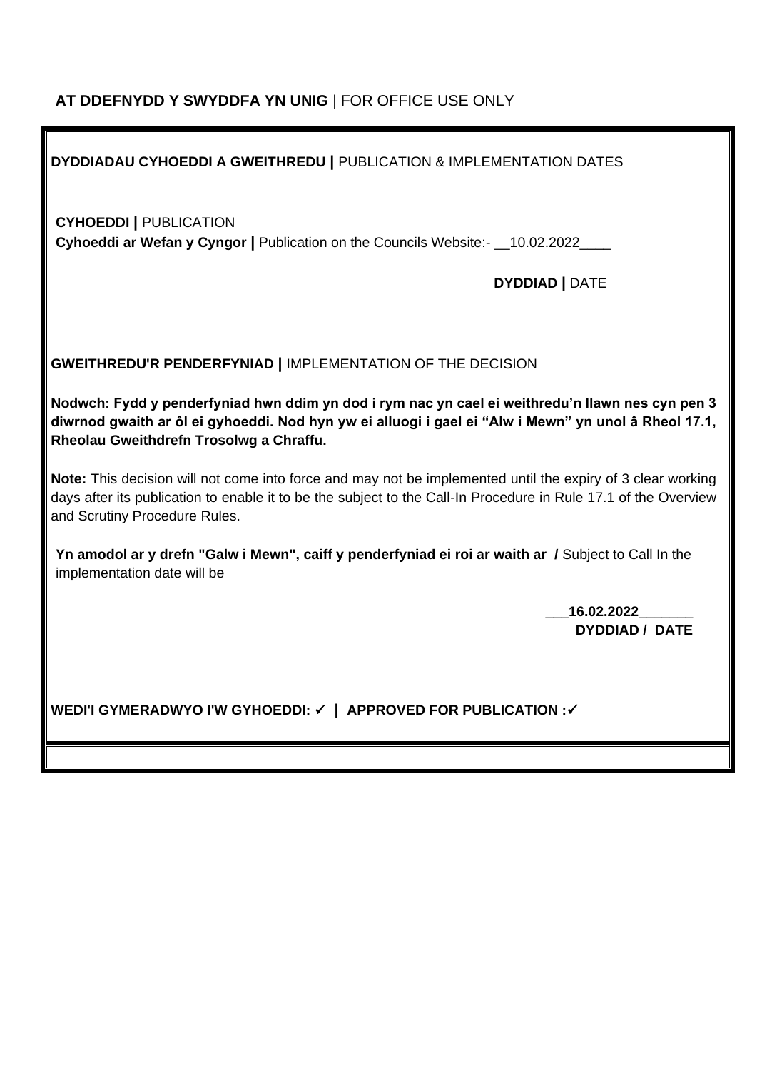**AT DDEFNYDD Y SWYDDFA YN UNIG** | FOR OFFICE USE ONLY

**DYDDIADAU CYHOEDDI A GWEITHREDU |** PUBLICATION & IMPLEMENTATION DATES

**CYHOEDDI |** PUBLICATION

**Cyhoeddi ar Wefan y Cyngor |** Publication on the Councils Website:- __10.02.2022____

**DYDDIAD |** DATE

**GWEITHREDU'R PENDERFYNIAD |** IMPLEMENTATION OF THE DECISION

**Nodwch: Fydd y penderfyniad hwn ddim yn dod i rym nac yn cael ei weithredu'n llawn nes cyn pen 3 diwrnod gwaith ar ôl ei gyhoeddi. Nod hyn yw ei alluogi i gael ei "Alw i Mewn" yn unol â Rheol 17.1, Rheolau Gweithdrefn Trosolwg a Chraffu.**

**Note:** This decision will not come into force and may not be implemented until the expiry of 3 clear working days after its publication to enable it to be the subject to the Call-In Procedure in Rule 17.1 of the Overview and Scrutiny Procedure Rules.

**Yn amodol ar y drefn "Galw i Mewn", caiff y penderfyniad ei roi ar waith ar /** Subject to Call In the implementation date will be

**___16.02.2022_______**

**DYDDIAD / DATE**

**WEDI'I GYMERADWYO I'W GYHOEDDI: ✓ | APPROVED FOR PUBLICATION :✓**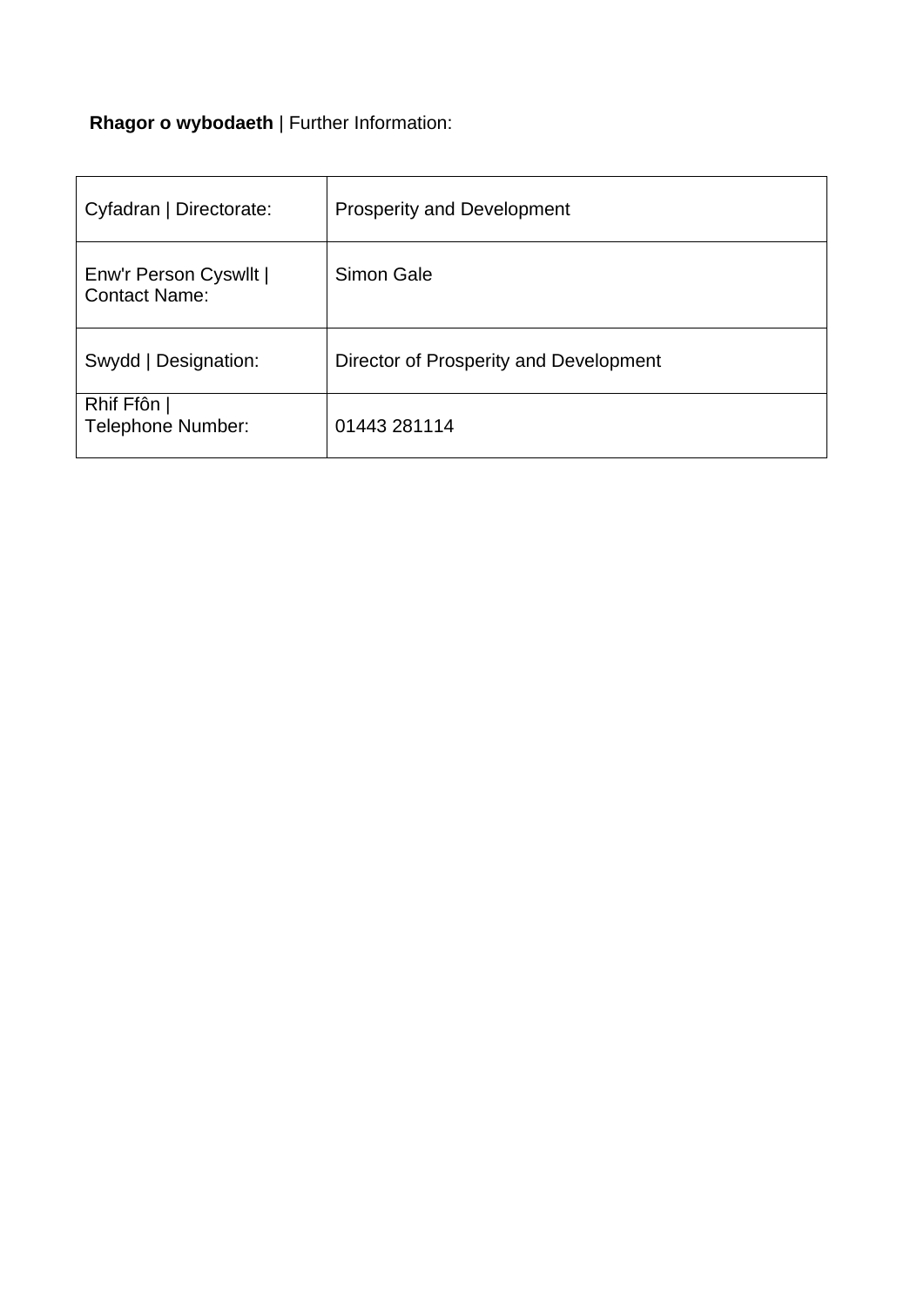**Rhagor o wybodaeth** | Further Information:

| Cyfadran \| Directorate: | Prosperity and Development |
|---|---|
| Enw'r Person Cyswllt \| Contact Name: | Simon Gale |
| Swydd \| Designation: | Director of Prosperity and Development |
| Rhif Ffôn \| Telephone Number: | 01443 281114 |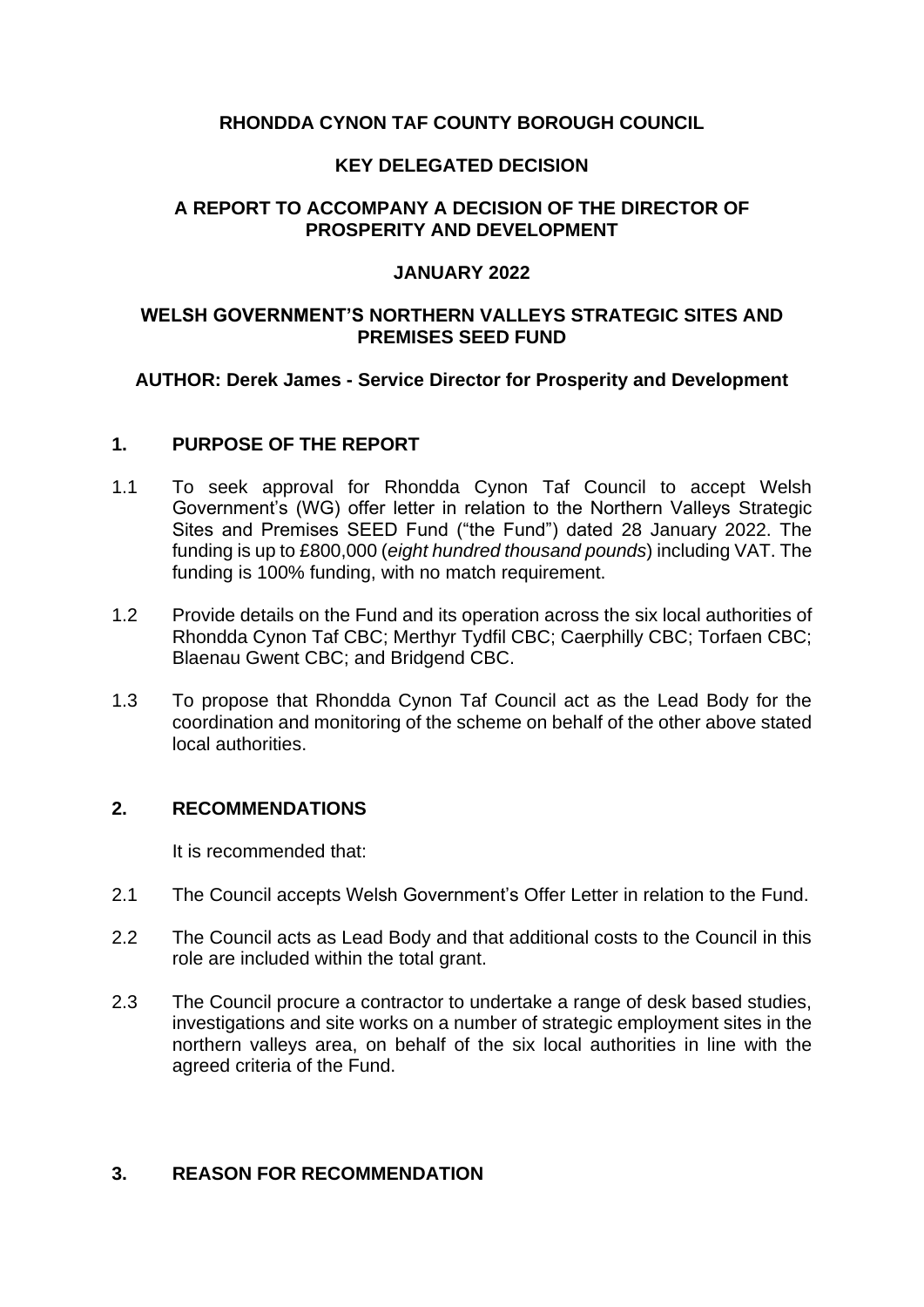**RHONDDA CYNON TAF COUNTY BOROUGH COUNCIL**

**KEY DELEGATED DECISION**

**A REPORT TO ACCOMPANY A DECISION OF THE DIRECTOR OF PROSPERITY AND DEVELOPMENT**

**JANUARY 2022**

**WELSH GOVERNMENT'S NORTHERN VALLEYS STRATEGIC SITES AND PREMISES SEED FUND**

**AUTHOR: Derek James - Service Director for Prosperity and Development**

## 1. PURPOSE OF THE REPORT

1.1 To seek approval for Rhondda Cynon Taf Council to accept Welsh Government's (WG) offer letter in relation to the Northern Valleys Strategic Sites and Premises SEED Fund ("the Fund") dated 28 January 2022. The funding is up to £800,000 (*eight hundred thousand pounds*) including VAT. The funding is 100% funding, with no match requirement.

1.2 Provide details on the Fund and its operation across the six local authorities of Rhondda Cynon Taf CBC; Merthyr Tydfil CBC; Caerphilly CBC; Torfaen CBC; Blaenau Gwent CBC; and Bridgend CBC.

1.3 To propose that Rhondda Cynon Taf Council act as the Lead Body for the coordination and monitoring of the scheme on behalf of the other above stated local authorities.

## 2. RECOMMENDATIONS

It is recommended that:

2.1 The Council accepts Welsh Government's Offer Letter in relation to the Fund.

2.2 The Council acts as Lead Body and that additional costs to the Council in this role are included within the total grant.

2.3 The Council procure a contractor to undertake a range of desk based studies, investigations and site works on a number of strategic employment sites in the northern valleys area, on behalf of the six local authorities in line with the agreed criteria of the Fund.

## 3. REASON FOR RECOMMENDATION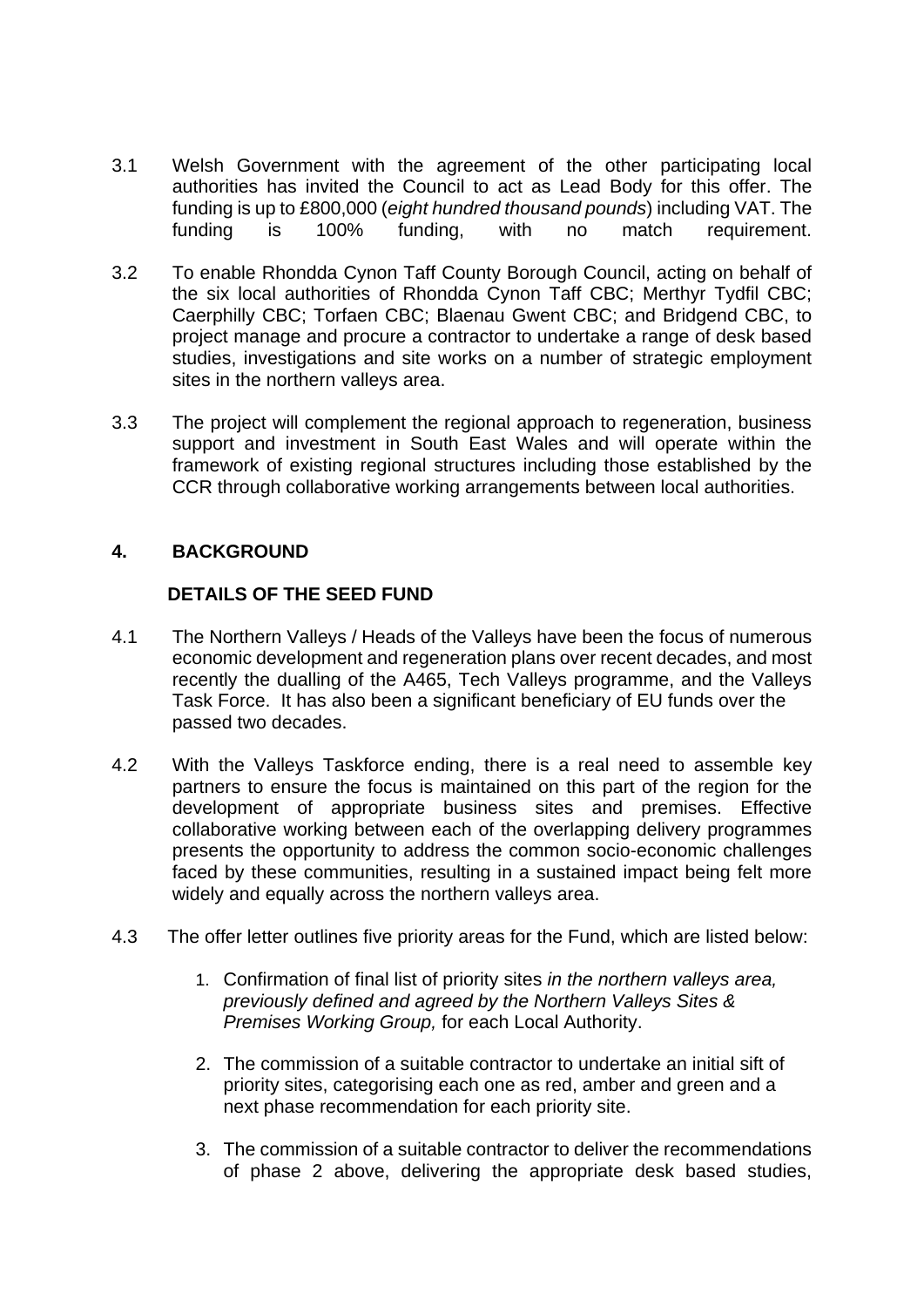3.1 Welsh Government with the agreement of the other participating local authorities has invited the Council to act as Lead Body for this offer. The funding is up to £800,000 (*eight hundred thousand pounds*) including VAT. The funding is 100% funding, with no match requirement.

3.2 To enable Rhondda Cynon Taff County Borough Council, acting on behalf of the six local authorities of Rhondda Cynon Taff CBC; Merthyr Tydfil CBC; Caerphilly CBC; Torfaen CBC; Blaenau Gwent CBC; and Bridgend CBC, to project manage and procure a contractor to undertake a range of desk based studies, investigations and site works on a number of strategic employment sites in the northern valleys area.

3.3 The project will complement the regional approach to regeneration, business support and investment in South East Wales and will operate within the framework of existing regional structures including those established by the CCR through collaborative working arrangements between local authorities.

## 4. BACKGROUND

### DETAILS OF THE SEED FUND

4.1 The Northern Valleys / Heads of the Valleys have been the focus of numerous economic development and regeneration plans over recent decades, and most recently the dualling of the A465, Tech Valleys programme, and the Valleys Task Force. It has also been a significant beneficiary of EU funds over the passed two decades.

4.2 With the Valleys Taskforce ending, there is a real need to assemble key partners to ensure the focus is maintained on this part of the region for the development of appropriate business sites and premises. Effective collaborative working between each of the overlapping delivery programmes presents the opportunity to address the common socio-economic challenges faced by these communities, resulting in a sustained impact being felt more widely and equally across the northern valleys area.

4.3 The offer letter outlines five priority areas for the Fund, which are listed below:

1. Confirmation of final list of priority sites *in the northern valleys area, previously defined and agreed by the Northern Valleys Sites & Premises Working Group,* for each Local Authority.

2. The commission of a suitable contractor to undertake an initial sift of priority sites, categorising each one as red, amber and green and a next phase recommendation for each priority site.

3. The commission of a suitable contractor to deliver the recommendations of phase 2 above, delivering the appropriate desk based studies,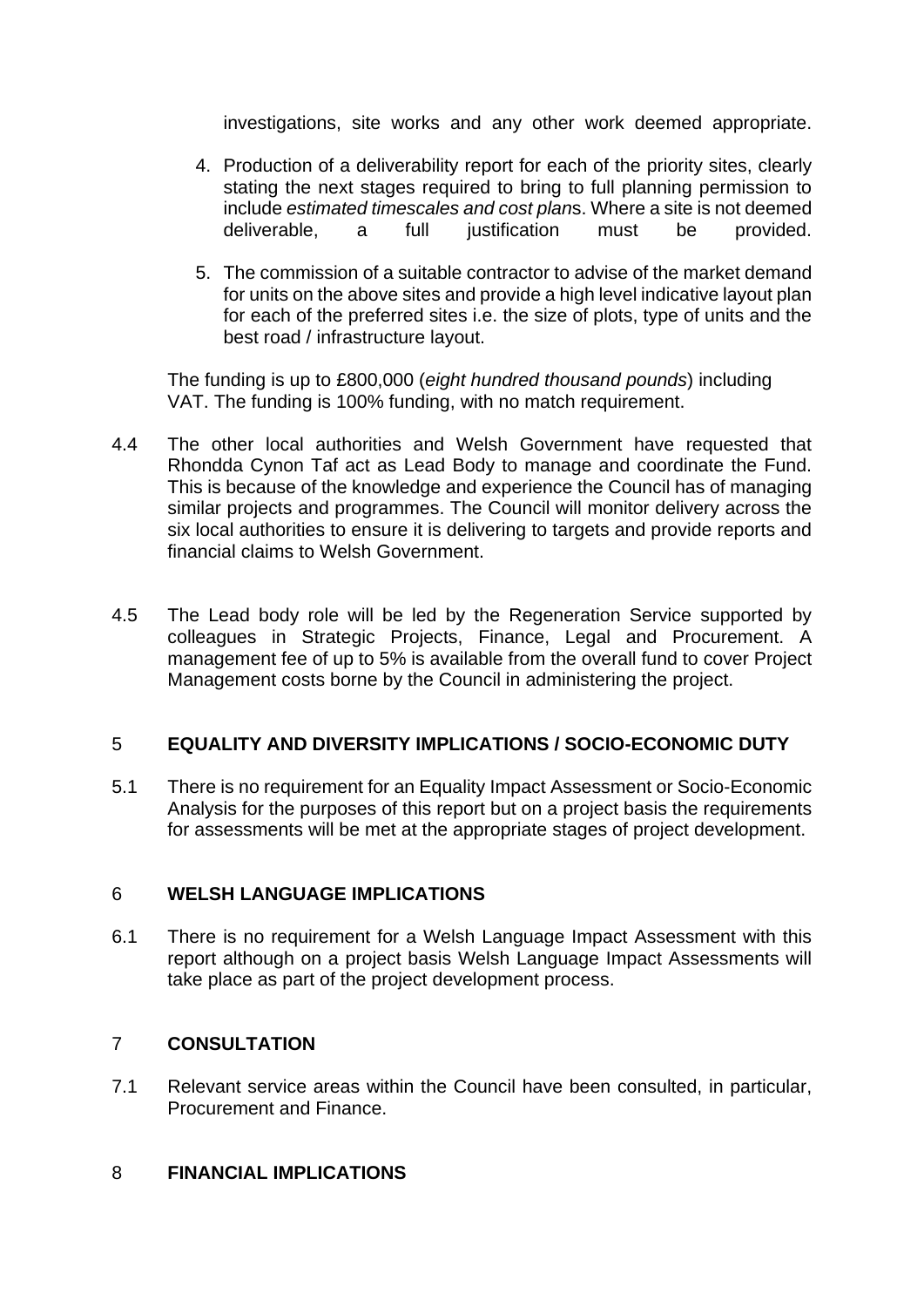investigations, site works and any other work deemed appropriate.

4. Production of a deliverability report for each of the priority sites, clearly stating the next stages required to bring to full planning permission to include *estimated timescales and cost plan*s. Where a site is not deemed deliverable, a full justification must be provided.

5. The commission of a suitable contractor to advise of the market demand for units on the above sites and provide a high level indicative layout plan for each of the preferred sites i.e. the size of plots, type of units and the best road / infrastructure layout.

The funding is up to £800,000 (*eight hundred thousand pounds*) including VAT. The funding is 100% funding, with no match requirement.

4.4 The other local authorities and Welsh Government have requested that Rhondda Cynon Taf act as Lead Body to manage and coordinate the Fund. This is because of the knowledge and experience the Council has of managing similar projects and programmes. The Council will monitor delivery across the six local authorities to ensure it is delivering to targets and provide reports and financial claims to Welsh Government.

4.5 The Lead body role will be led by the Regeneration Service supported by colleagues in Strategic Projects, Finance, Legal and Procurement. A management fee of up to 5% is available from the overall fund to cover Project Management costs borne by the Council in administering the project.

## 5 EQUALITY AND DIVERSITY IMPLICATIONS / SOCIO-ECONOMIC DUTY

5.1 There is no requirement for an Equality Impact Assessment or Socio-Economic Analysis for the purposes of this report but on a project basis the requirements for assessments will be met at the appropriate stages of project development.

## 6 WELSH LANGUAGE IMPLICATIONS

6.1 There is no requirement for a Welsh Language Impact Assessment with this report although on a project basis Welsh Language Impact Assessments will take place as part of the project development process.

## 7 CONSULTATION

7.1 Relevant service areas within the Council have been consulted, in particular, Procurement and Finance.

## 8 FINANCIAL IMPLICATIONS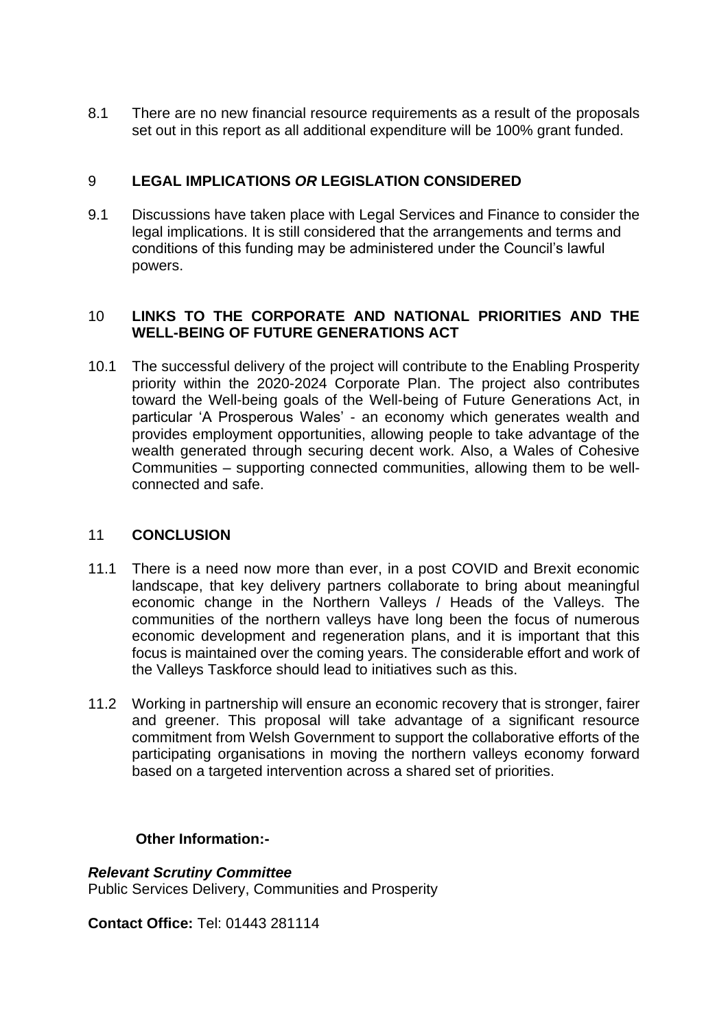8.1 There are no new financial resource requirements as a result of the proposals set out in this report as all additional expenditure will be 100% grant funded.

## 9 LEGAL IMPLICATIONS *OR* LEGISLATION CONSIDERED

9.1 Discussions have taken place with Legal Services and Finance to consider the legal implications. It is still considered that the arrangements and terms and conditions of this funding may be administered under the Council's lawful powers.

## 10 LINKS TO THE CORPORATE AND NATIONAL PRIORITIES AND THE WELL-BEING OF FUTURE GENERATIONS ACT

10.1 The successful delivery of the project will contribute to the Enabling Prosperity priority within the 2020-2024 Corporate Plan. The project also contributes toward the Well-being goals of the Well-being of Future Generations Act, in particular 'A Prosperous Wales' - an economy which generates wealth and provides employment opportunities, allowing people to take advantage of the wealth generated through securing decent work. Also, a Wales of Cohesive Communities – supporting connected communities, allowing them to be well-connected and safe.

## 11 CONCLUSION

11.1 There is a need now more than ever, in a post COVID and Brexit economic landscape, that key delivery partners collaborate to bring about meaningful economic change in the Northern Valleys / Heads of the Valleys. The communities of the northern valleys have long been the focus of numerous economic development and regeneration plans, and it is important that this focus is maintained over the coming years. The considerable effort and work of the Valleys Taskforce should lead to initiatives such as this.

11.2 Working in partnership will ensure an economic recovery that is stronger, fairer and greener. This proposal will take advantage of a significant resource commitment from Welsh Government to support the collaborative efforts of the participating organisations in moving the northern valleys economy forward based on a targeted intervention across a shared set of priorities.

**Other Information:-**

***Relevant Scrutiny Committee***
Public Services Delivery, Communities and Prosperity

**Contact Office:** Tel: 01443 281114